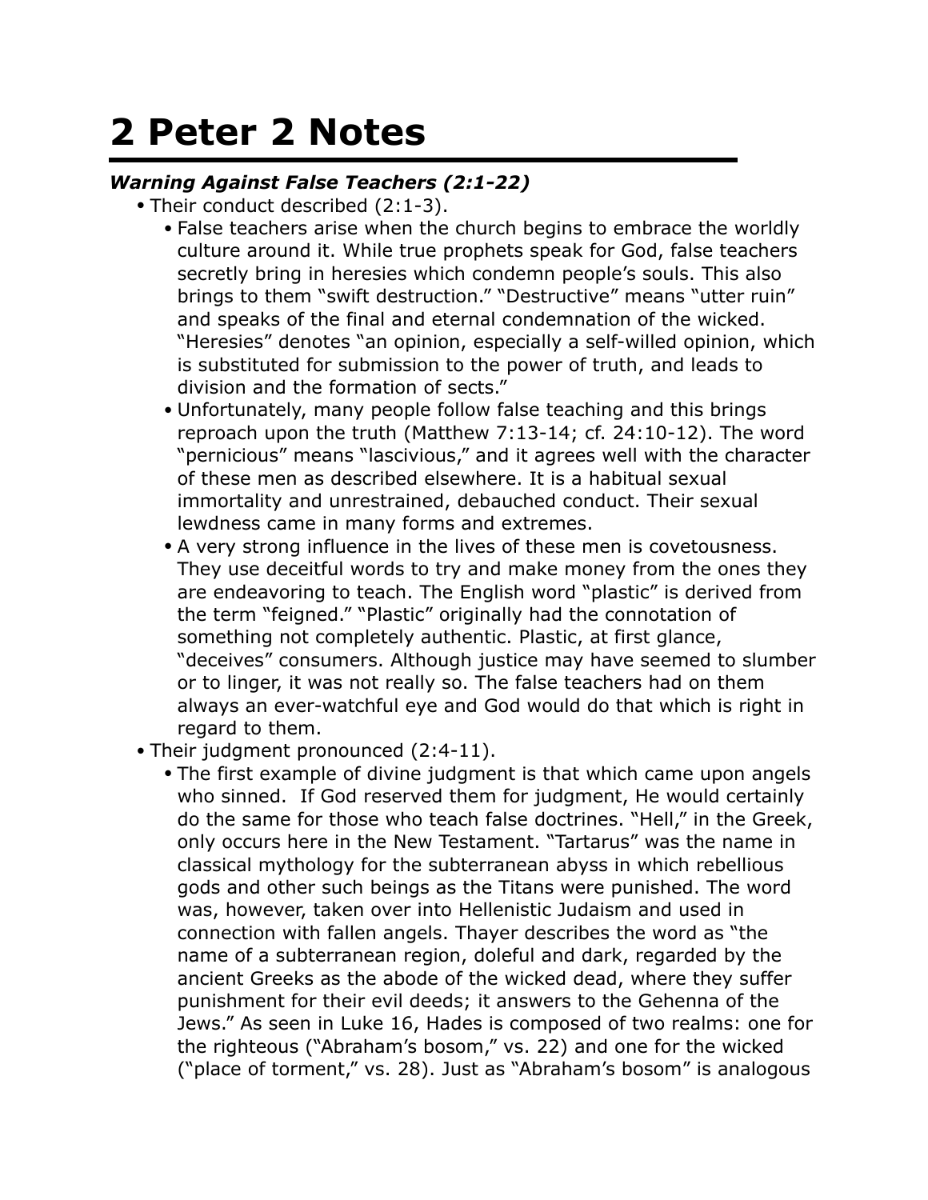# 2 Peter 2 Notes

***Warning Against False Teachers (2:1-22)***

- Their conduct described (2:1-3).
    - False teachers arise when the church begins to embrace the worldly culture around it. While true prophets speak for God, false teachers secretly bring in heresies which condemn people's souls. This also brings to them "swift destruction." "Destructive" means "utter ruin" and speaks of the final and eternal condemnation of the wicked. "Heresies" denotes "an opinion, especially a self-willed opinion, which is substituted for submission to the power of truth, and leads to division and the formation of sects."
    - Unfortunately, many people follow false teaching and this brings reproach upon the truth (Matthew 7:13-14; cf. 24:10-12). The word "pernicious" means "lascivious," and it agrees well with the character of these men as described elsewhere. It is a habitual sexual immortality and unrestrained, debauched conduct. Their sexual lewdness came in many forms and extremes.
    - A very strong influence in the lives of these men is covetousness. They use deceitful words to try and make money from the ones they are endeavoring to teach. The English word "plastic" is derived from the term "feigned." "Plastic" originally had the connotation of something not completely authentic. Plastic, at first glance, "deceives" consumers. Although justice may have seemed to slumber or to linger, it was not really so. The false teachers had on them always an ever-watchful eye and God would do that which is right in regard to them.
- Their judgment pronounced (2:4-11).
    - The first example of divine judgment is that which came upon angels who sinned. If God reserved them for judgment, He would certainly do the same for those who teach false doctrines. "Hell," in the Greek, only occurs here in the New Testament. "Tartarus" was the name in classical mythology for the subterranean abyss in which rebellious gods and other such beings as the Titans were punished. The word was, however, taken over into Hellenistic Judaism and used in connection with fallen angels. Thayer describes the word as "the name of a subterranean region, doleful and dark, regarded by the ancient Greeks as the abode of the wicked dead, where they suffer punishment for their evil deeds; it answers to the Gehenna of the Jews." As seen in Luke 16, Hades is composed of two realms: one for the righteous ("Abraham's bosom," vs. 22) and one for the wicked ("place of torment," vs. 28). Just as "Abraham's bosom" is analogous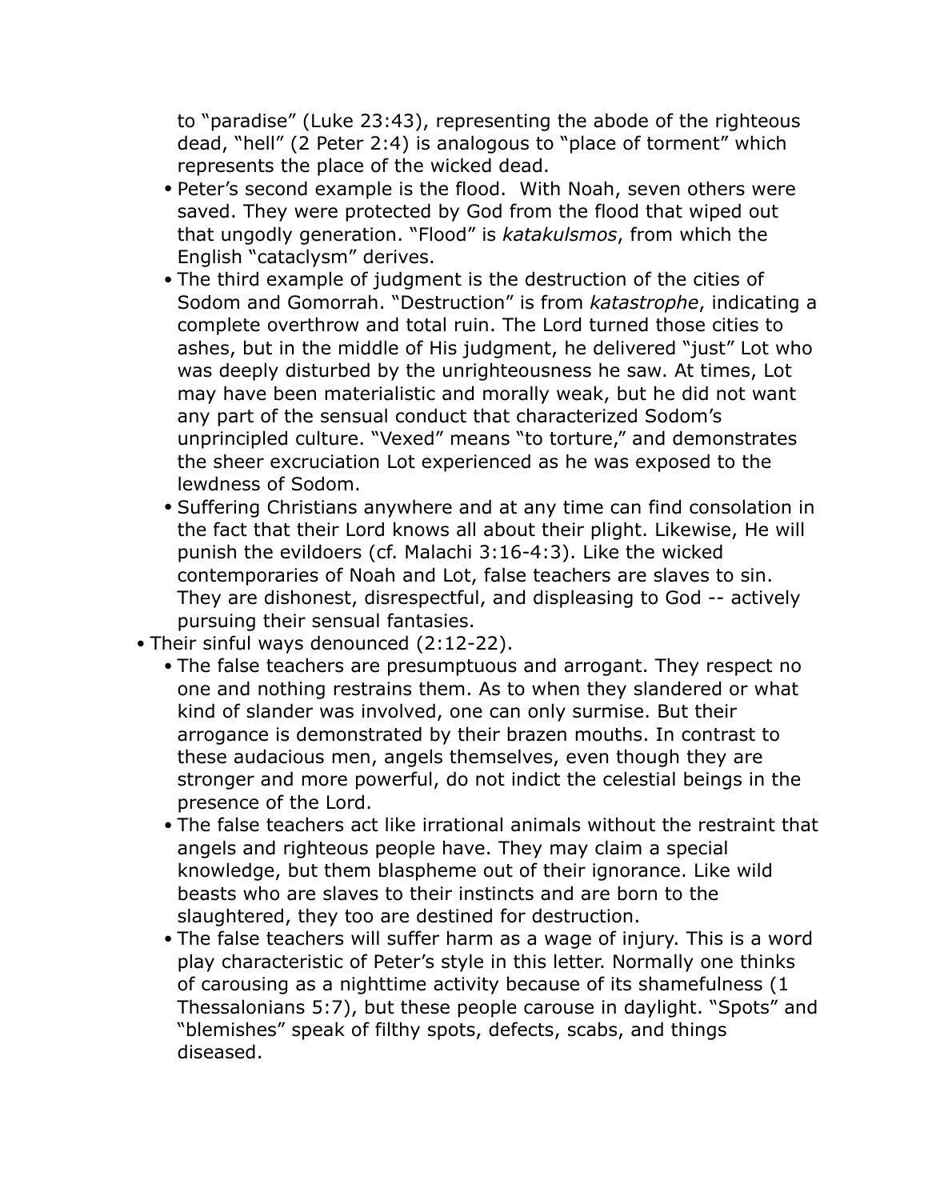to "paradise" (Luke 23:43), representing the abode of the righteous dead, "hell" (2 Peter 2:4) is analogous to "place of torment" which represents the place of the wicked dead.

- Peter's second example is the flood. With Noah, seven others were saved. They were protected by God from the flood that wiped out that ungodly generation. "Flood" is *katakulsmos*, from which the English "cataclysm" derives.
- The third example of judgment is the destruction of the cities of Sodom and Gomorrah. "Destruction" is from *katastrophe*, indicating a complete overthrow and total ruin. The Lord turned those cities to ashes, but in the middle of His judgment, he delivered "just" Lot who was deeply disturbed by the unrighteousness he saw. At times, Lot may have been materialistic and morally weak, but he did not want any part of the sensual conduct that characterized Sodom's unprincipled culture. "Vexed" means "to torture," and demonstrates the sheer excruciation Lot experienced as he was exposed to the lewdness of Sodom.
- Suffering Christians anywhere and at any time can find consolation in the fact that their Lord knows all about their plight. Likewise, He will punish the evildoers (cf. Malachi 3:16-4:3). Like the wicked contemporaries of Noah and Lot, false teachers are slaves to sin. They are dishonest, disrespectful, and displeasing to God -- actively pursuing their sensual fantasies.

- Their sinful ways denounced (2:12-22).
  - The false teachers are presumptuous and arrogant. They respect no one and nothing restrains them. As to when they slandered or what kind of slander was involved, one can only surmise. But their arrogance is demonstrated by their brazen mouths. In contrast to these audacious men, angels themselves, even though they are stronger and more powerful, do not indict the celestial beings in the presence of the Lord.
  - The false teachers act like irrational animals without the restraint that angels and righteous people have. They may claim a special knowledge, but them blaspheme out of their ignorance. Like wild beasts who are slaves to their instincts and are born to the slaughtered, they too are destined for destruction.
  - The false teachers will suffer harm as a wage of injury. This is a word play characteristic of Peter's style in this letter. Normally one thinks of carousing as a nighttime activity because of its shamefulness (1 Thessalonians 5:7), but these people carouse in daylight. "Spots" and "blemishes" speak of filthy spots, defects, scabs, and things diseased.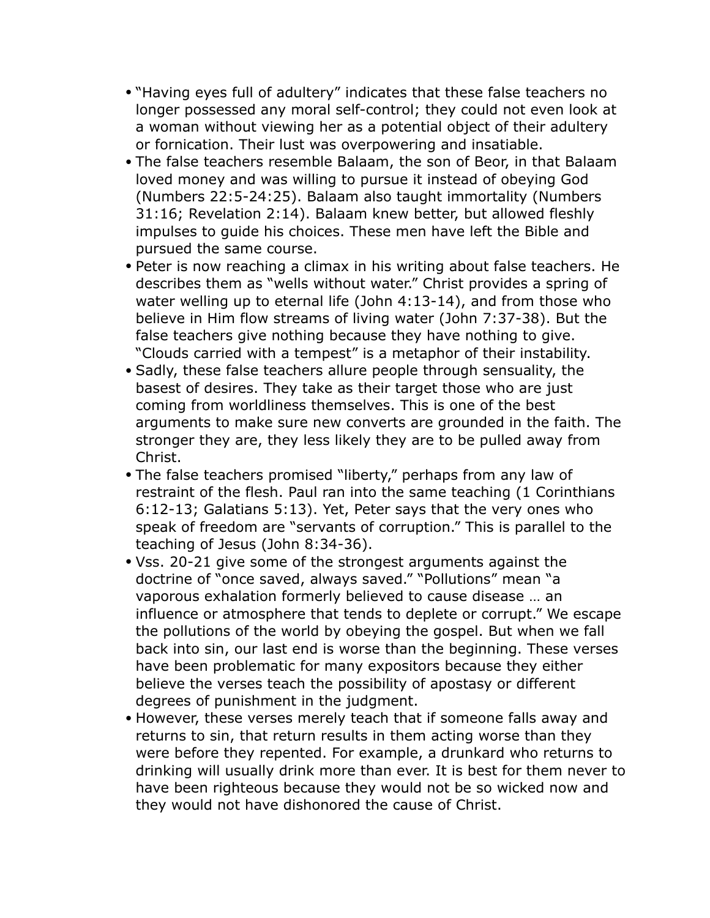- "Having eyes full of adultery" indicates that these false teachers no longer possessed any moral self-control; they could not even look at a woman without viewing her as a potential object of their adultery or fornication. Their lust was overpowering and insatiable.
- The false teachers resemble Balaam, the son of Beor, in that Balaam loved money and was willing to pursue it instead of obeying God (Numbers 22:5-24:25). Balaam also taught immortality (Numbers 31:16; Revelation 2:14). Balaam knew better, but allowed fleshly impulses to guide his choices. These men have left the Bible and pursued the same course.
- Peter is now reaching a climax in his writing about false teachers. He describes them as "wells without water." Christ provides a spring of water welling up to eternal life (John 4:13-14), and from those who believe in Him flow streams of living water (John 7:37-38). But the false teachers give nothing because they have nothing to give. "Clouds carried with a tempest" is a metaphor of their instability.
- Sadly, these false teachers allure people through sensuality, the basest of desires. They take as their target those who are just coming from worldliness themselves. This is one of the best arguments to make sure new converts are grounded in the faith. The stronger they are, they less likely they are to be pulled away from Christ.
- The false teachers promised "liberty," perhaps from any law of restraint of the flesh. Paul ran into the same teaching (1 Corinthians 6:12-13; Galatians 5:13). Yet, Peter says that the very ones who speak of freedom are "servants of corruption." This is parallel to the teaching of Jesus (John 8:34-36).
- Vss. 20-21 give some of the strongest arguments against the doctrine of "once saved, always saved." "Pollutions" mean "a vaporous exhalation formerly believed to cause disease … an influence or atmosphere that tends to deplete or corrupt." We escape the pollutions of the world by obeying the gospel. But when we fall back into sin, our last end is worse than the beginning. These verses have been problematic for many expositors because they either believe the verses teach the possibility of apostasy or different degrees of punishment in the judgment.
- However, these verses merely teach that if someone falls away and returns to sin, that return results in them acting worse than they were before they repented. For example, a drunkard who returns to drinking will usually drink more than ever. It is best for them never to have been righteous because they would not be so wicked now and they would not have dishonored the cause of Christ.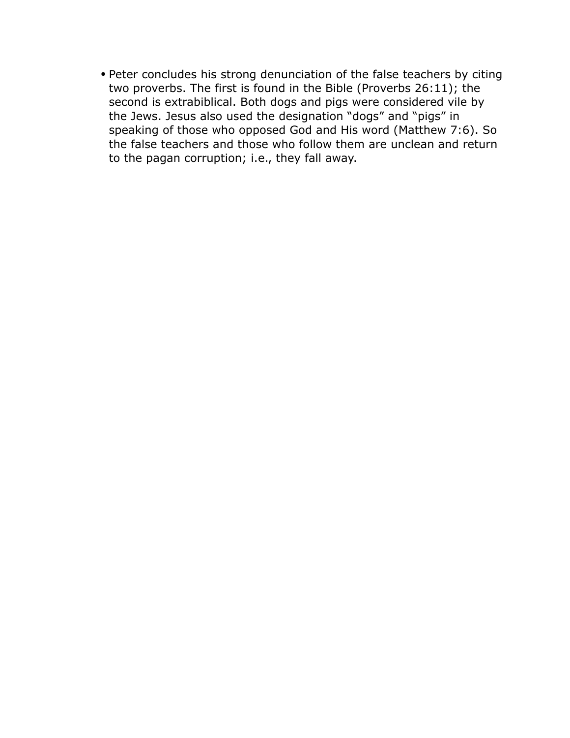- Peter concludes his strong denunciation of the false teachers by citing two proverbs. The first is found in the Bible (Proverbs 26:11); the second is extrabiblical. Both dogs and pigs were considered vile by the Jews. Jesus also used the designation “dogs” and “pigs” in speaking of those who opposed God and His word (Matthew 7:6). So the false teachers and those who follow them are unclean and return to the pagan corruption; i.e., they fall away.